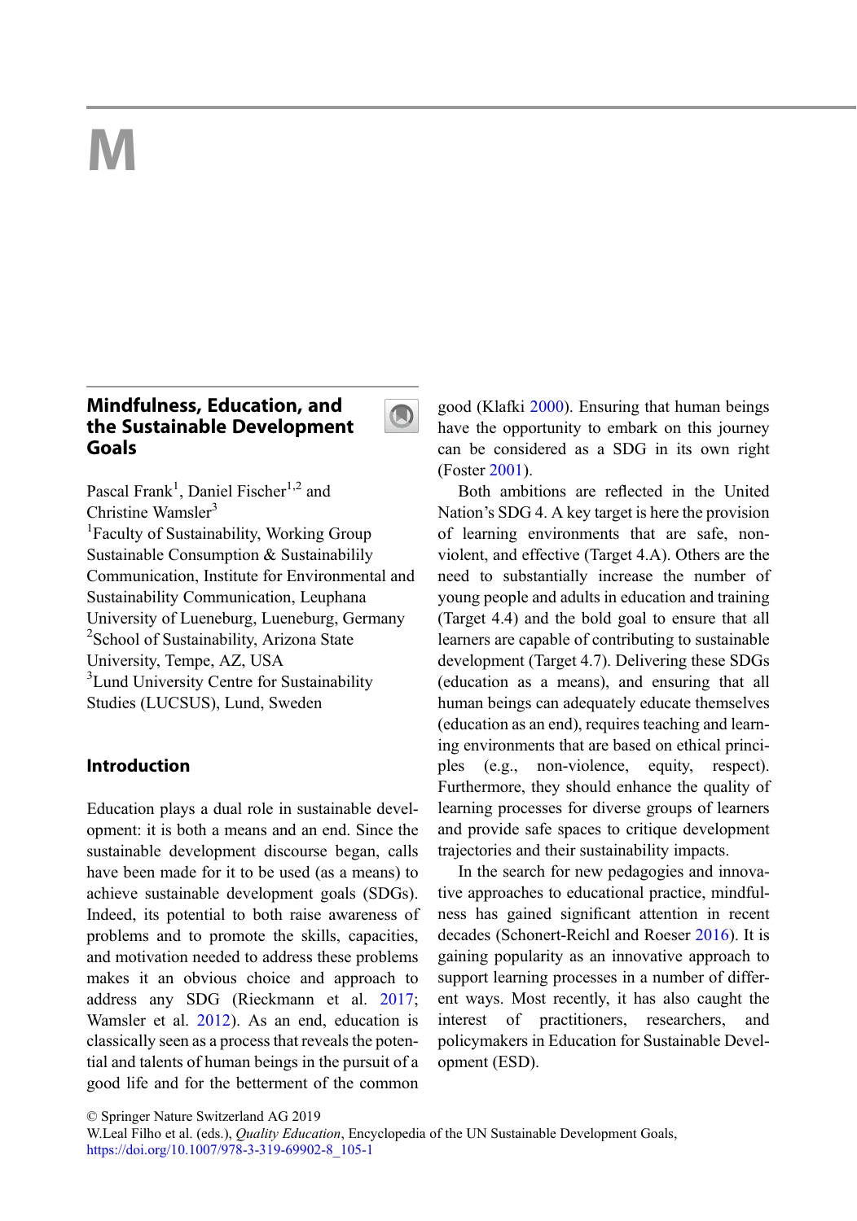# M

## Mindfulness, Education, and the Sustainable Development Goals

Pascal Frank[1], Daniel Fischer[1,2] and Christine Wamsler[3]

[1]Faculty of Sustainability, Working Group Sustainable Consumption & Sustainabilily Communication, Institute for Environmental and Sustainability Communication, Leuphana University of Lueneburg, Lueneburg, Germany

[2]School of Sustainability, Arizona State University, Tempe, AZ, USA

[3]Lund University Centre for Sustainability Studies (LUCSUS), Lund, Sweden

### Introduction

Education plays a dual role in sustainable development: it is both a means and an end. Since the sustainable development discourse began, calls have been made for it to be used (as a means) to achieve sustainable development goals (SDGs). Indeed, its potential to both raise awareness of problems and to promote the skills, capacities, and motivation needed to address these problems makes it an obvious choice and approach to address any SDG (Rieckmann et al. 2017; Wamsler et al. 2012). As an end, education is classically seen as a process that reveals the potential and talents of human beings in the pursuit of a good life and for the betterment of the common good (Klafki 2000). Ensuring that human beings have the opportunity to embark on this journey can be considered as a SDG in its own right (Foster 2001).

Both ambitions are reflected in the United Nation's SDG 4. A key target is here the provision of learning environments that are safe, non-violent, and effective (Target 4.A). Others are the need to substantially increase the number of young people and adults in education and training (Target 4.4) and the bold goal to ensure that all learners are capable of contributing to sustainable development (Target 4.7). Delivering these SDGs (education as a means), and ensuring that all human beings can adequately educate themselves (education as an end), requires teaching and learning environments that are based on ethical principles (e.g., non-violence, equity, respect). Furthermore, they should enhance the quality of learning processes for diverse groups of learners and provide safe spaces to critique development trajectories and their sustainability impacts.

In the search for new pedagogies and innovative approaches to educational practice, mindfulness has gained significant attention in recent decades (Schonert-Reichl and Roeser 2016). It is gaining popularity as an innovative approach to support learning processes in a number of different ways. Most recently, it has also caught the interest of practitioners, researchers, and policymakers in Education for Sustainable Development (ESD).

© Springer Nature Switzerland AG 2019
W.Leal Filho et al. (eds.), *Quality Education*, Encyclopedia of the UN Sustainable Development Goals,
https://doi.org/10.1007/978-3-319-69902-8_105-1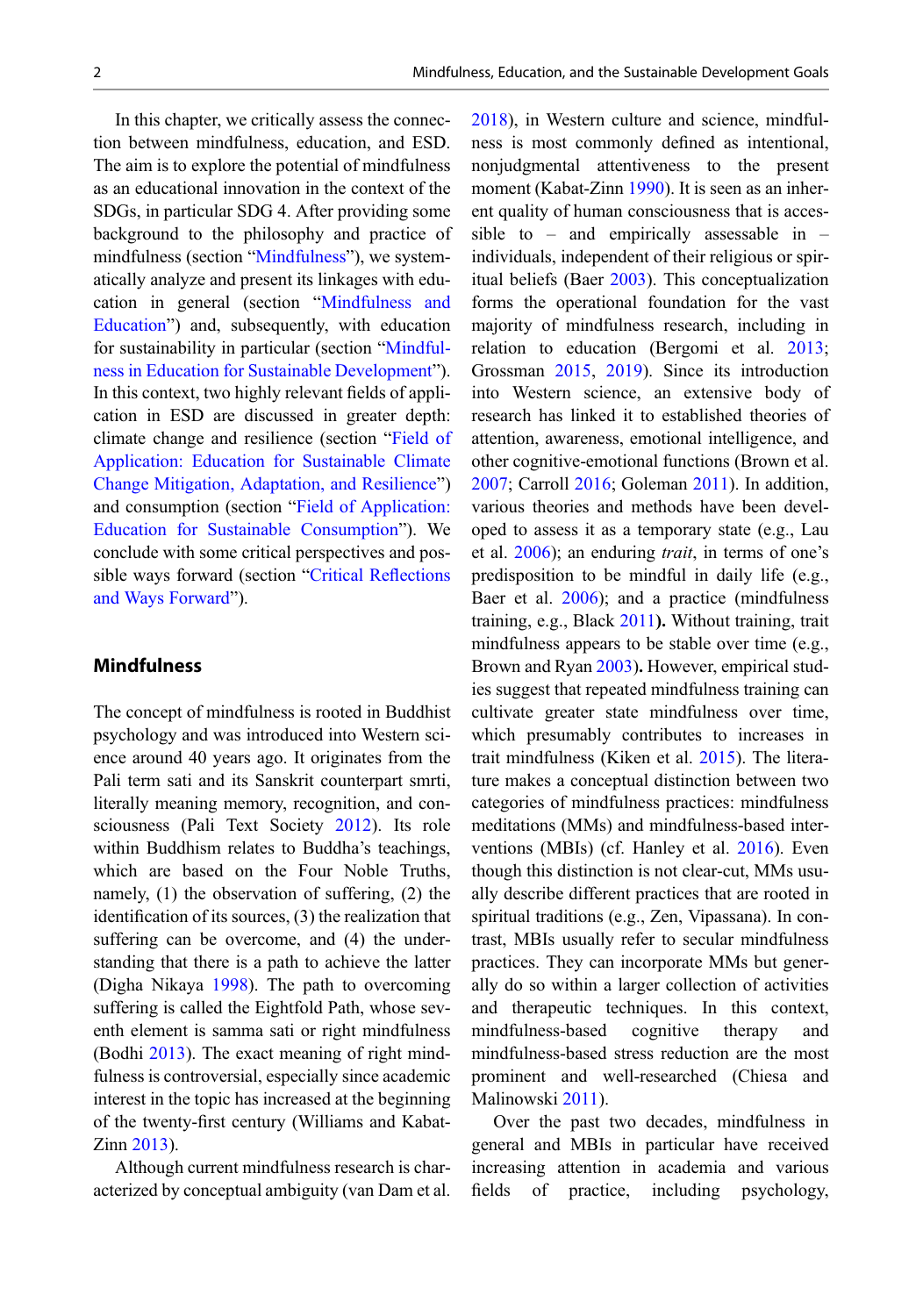In this chapter, we critically assess the connection between mindfulness, education, and ESD. The aim is to explore the potential of mindfulness as an educational innovation in the context of the SDGs, in particular SDG 4. After providing some background to the philosophy and practice of mindfulness (section "Mindfulness"), we systematically analyze and present its linkages with education in general (section "Mindfulness and Education") and, subsequently, with education for sustainability in particular (section "Mindfulness in Education for Sustainable Development"). In this context, two highly relevant fields of application in ESD are discussed in greater depth: climate change and resilience (section "Field of Application: Education for Sustainable Climate Change Mitigation, Adaptation, and Resilience") and consumption (section "Field of Application: Education for Sustainable Consumption"). We conclude with some critical perspectives and possible ways forward (section "Critical Reflections and Ways Forward").

## Mindfulness

The concept of mindfulness is rooted in Buddhist psychology and was introduced into Western science around 40 years ago. It originates from the Pali term sati and its Sanskrit counterpart smrti, literally meaning memory, recognition, and consciousness (Pali Text Society 2012). Its role within Buddhism relates to Buddha's teachings, which are based on the Four Noble Truths, namely, (1) the observation of suffering, (2) the identification of its sources, (3) the realization that suffering can be overcome, and (4) the understanding that there is a path to achieve the latter (Digha Nikaya 1998). The path to overcoming suffering is called the Eightfold Path, whose seventh element is samma sati or right mindfulness (Bodhi 2013). The exact meaning of right mindfulness is controversial, especially since academic interest in the topic has increased at the beginning of the twenty-first century (Williams and Kabat-Zinn 2013).

Although current mindfulness research is characterized by conceptual ambiguity (van Dam et al. 2018), in Western culture and science, mindfulness is most commonly defined as intentional, nonjudgmental attentiveness to the present moment (Kabat-Zinn 1990). It is seen as an inherent quality of human consciousness that is accessible to – and empirically assessable in – individuals, independent of their religious or spiritual beliefs (Baer 2003). This conceptualization forms the operational foundation for the vast majority of mindfulness research, including in relation to education (Bergomi et al. 2013; Grossman 2015, 2019). Since its introduction into Western science, an extensive body of research has linked it to established theories of attention, awareness, emotional intelligence, and other cognitive-emotional functions (Brown et al. 2007; Carroll 2016; Goleman 2011). In addition, various theories and methods have been developed to assess it as a temporary state (e.g., Lau et al. 2006); an enduring *trait*, in terms of one's predisposition to be mindful in daily life (e.g., Baer et al. 2006); and a practice (mindfulness training, e.g., Black 2011**).** Without training, trait mindfulness appears to be stable over time (e.g., Brown and Ryan 2003**).** However, empirical studies suggest that repeated mindfulness training can cultivate greater state mindfulness over time, which presumably contributes to increases in trait mindfulness (Kiken et al. 2015). The literature makes a conceptual distinction between two categories of mindfulness practices: mindfulness meditations (MMs) and mindfulness-based interventions (MBIs) (cf. Hanley et al. 2016). Even though this distinction is not clear-cut, MMs usually describe different practices that are rooted in spiritual traditions (e.g., Zen, Vipassana). In contrast, MBIs usually refer to secular mindfulness practices. They can incorporate MMs but generally do so within a larger collection of activities and therapeutic techniques. In this context, mindfulness-based cognitive therapy and mindfulness-based stress reduction are the most prominent and well-researched (Chiesa and Malinowski 2011).

Over the past two decades, mindfulness in general and MBIs in particular have received increasing attention in academia and various fields of practice, including psychology,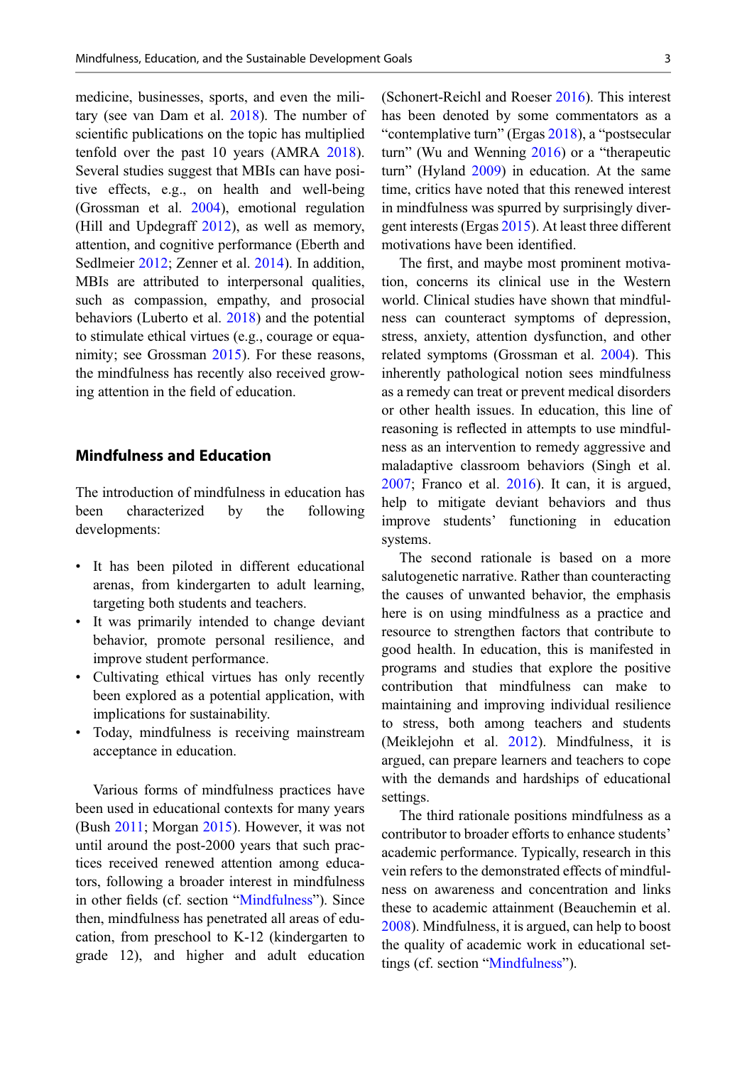medicine, businesses, sports, and even the military (see van Dam et al. 2018). The number of scientific publications on the topic has multiplied tenfold over the past 10 years (AMRA 2018). Several studies suggest that MBIs can have positive effects, e.g., on health and well-being (Grossman et al. 2004), emotional regulation (Hill and Updegraff 2012), as well as memory, attention, and cognitive performance (Eberth and Sedlmeier 2012; Zenner et al. 2014). In addition, MBIs are attributed to interpersonal qualities, such as compassion, empathy, and prosocial behaviors (Luberto et al. 2018) and the potential to stimulate ethical virtues (e.g., courage or equanimity; see Grossman 2015). For these reasons, the mindfulness has recently also received growing attention in the field of education.

## Mindfulness and Education

The introduction of mindfulness in education has been characterized by the following developments:

- It has been piloted in different educational arenas, from kindergarten to adult learning, targeting both students and teachers.
- It was primarily intended to change deviant behavior, promote personal resilience, and improve student performance.
- Cultivating ethical virtues has only recently been explored as a potential application, with implications for sustainability.
- Today, mindfulness is receiving mainstream acceptance in education.

Various forms of mindfulness practices have been used in educational contexts for many years (Bush 2011; Morgan 2015). However, it was not until around the post-2000 years that such practices received renewed attention among educators, following a broader interest in mindfulness in other fields (cf. section "Mindfulness"). Since then, mindfulness has penetrated all areas of education, from preschool to K-12 (kindergarten to grade 12), and higher and adult education (Schonert-Reichl and Roeser 2016). This interest has been denoted by some commentators as a "contemplative turn" (Ergas 2018), a "postsecular turn" (Wu and Wenning 2016) or a "therapeutic turn" (Hyland 2009) in education. At the same time, critics have noted that this renewed interest in mindfulness was spurred by surprisingly divergent interests (Ergas 2015). At least three different motivations have been identified.

The first, and maybe most prominent motivation, concerns its clinical use in the Western world. Clinical studies have shown that mindfulness can counteract symptoms of depression, stress, anxiety, attention dysfunction, and other related symptoms (Grossman et al. 2004). This inherently pathological notion sees mindfulness as a remedy can treat or prevent medical disorders or other health issues. In education, this line of reasoning is reflected in attempts to use mindfulness as an intervention to remedy aggressive and maladaptive classroom behaviors (Singh et al. 2007; Franco et al. 2016). It can, it is argued, help to mitigate deviant behaviors and thus improve students' functioning in education systems.

The second rationale is based on a more salutogenetic narrative. Rather than counteracting the causes of unwanted behavior, the emphasis here is on using mindfulness as a practice and resource to strengthen factors that contribute to good health. In education, this is manifested in programs and studies that explore the positive contribution that mindfulness can make to maintaining and improving individual resilience to stress, both among teachers and students (Meiklejohn et al. 2012). Mindfulness, it is argued, can prepare learners and teachers to cope with the demands and hardships of educational settings.

The third rationale positions mindfulness as a contributor to broader efforts to enhance students' academic performance. Typically, research in this vein refers to the demonstrated effects of mindfulness on awareness and concentration and links these to academic attainment (Beauchemin et al. 2008). Mindfulness, it is argued, can help to boost the quality of academic work in educational settings (cf. section "Mindfulness").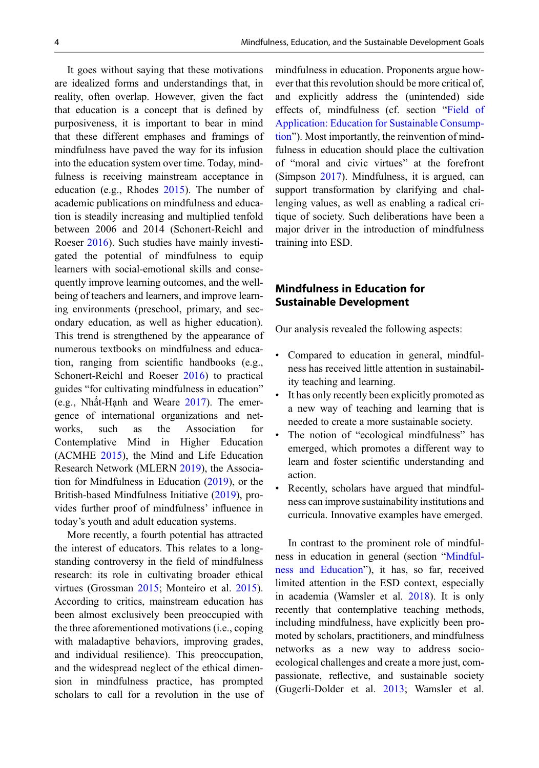It goes without saying that these motivations are idealized forms and understandings that, in reality, often overlap. However, given the fact that education is a concept that is defined by purposiveness, it is important to bear in mind that these different emphases and framings of mindfulness have paved the way for its infusion into the education system over time. Today, mindfulness is receiving mainstream acceptance in education (e.g., Rhodes 2015). The number of academic publications on mindfulness and education is steadily increasing and multiplied tenfold between 2006 and 2014 (Schonert-Reichl and Roeser 2016). Such studies have mainly investigated the potential of mindfulness to equip learners with social-emotional skills and consequently improve learning outcomes, and the well-being of teachers and learners, and improve learning environments (preschool, primary, and secondary education, as well as higher education). This trend is strengthened by the appearance of numerous textbooks on mindfulness and education, ranging from scientific handbooks (e.g., Schonert-Reichl and Roeser 2016) to practical guides "for cultivating mindfulness in education" (e.g., Nhất-Hạnh and Weare 2017). The emergence of international organizations and networks, such as the Association for Contemplative Mind in Higher Education (ACMHE 2015), the Mind and Life Education Research Network (MLERN 2019), the Association for Mindfulness in Education (2019), or the British-based Mindfulness Initiative (2019), provides further proof of mindfulness' influence in today's youth and adult education systems.

More recently, a fourth potential has attracted the interest of educators. This relates to a long-standing controversy in the field of mindfulness research: its role in cultivating broader ethical virtues (Grossman 2015; Monteiro et al. 2015). According to critics, mainstream education has been almost exclusively been preoccupied with the three aforementioned motivations (i.e., coping with maladaptive behaviors, improving grades, and individual resilience). This preoccupation, and the widespread neglect of the ethical dimension in mindfulness practice, has prompted scholars to call for a revolution in the use of mindfulness in education. Proponents argue however that this revolution should be more critical of, and explicitly address the (unintended) side effects of, mindfulness (cf. section "Field of Application: Education for Sustainable Consumption"). Most importantly, the reinvention of mindfulness in education should place the cultivation of "moral and civic virtues" at the forefront (Simpson 2017). Mindfulness, it is argued, can support transformation by clarifying and challenging values, as well as enabling a radical critique of society. Such deliberations have been a major driver in the introduction of mindfulness training into ESD.

## Mindfulness in Education for Sustainable Development

Our analysis revealed the following aspects:

- Compared to education in general, mindfulness has received little attention in sustainability teaching and learning.
- It has only recently been explicitly promoted as a new way of teaching and learning that is needed to create a more sustainable society.
- The notion of "ecological mindfulness" has emerged, which promotes a different way to learn and foster scientific understanding and action.
- Recently, scholars have argued that mindfulness can improve sustainability institutions and curricula. Innovative examples have emerged.

In contrast to the prominent role of mindfulness in education in general (section "Mindfulness and Education"), it has, so far, received limited attention in the ESD context, especially in academia (Wamsler et al. 2018). It is only recently that contemplative teaching methods, including mindfulness, have explicitly been promoted by scholars, practitioners, and mindfulness networks as a new way to address socio-ecological challenges and create a more just, compassionate, reflective, and sustainable society (Gugerli-Dolder et al. 2013; Wamsler et al.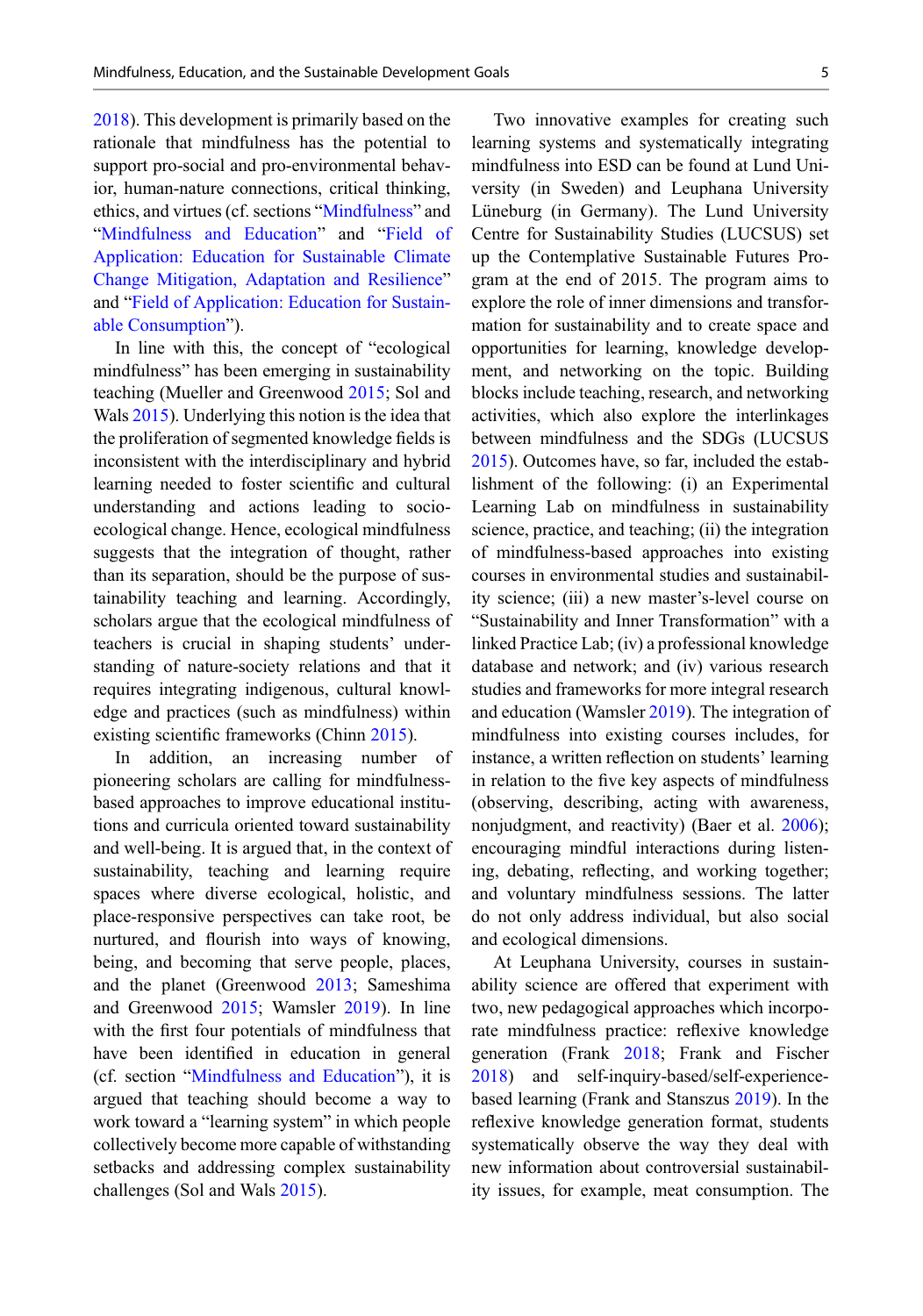2018). This development is primarily based on the rationale that mindfulness has the potential to support pro-social and pro-environmental behavior, human-nature connections, critical thinking, ethics, and virtues (cf. sections "Mindfulness" and "Mindfulness and Education" and "Field of Application: Education for Sustainable Climate Change Mitigation, Adaptation and Resilience" and "Field of Application: Education for Sustainable Consumption").

In line with this, the concept of "ecological mindfulness" has been emerging in sustainability teaching (Mueller and Greenwood 2015; Sol and Wals 2015). Underlying this notion is the idea that the proliferation of segmented knowledge fields is inconsistent with the interdisciplinary and hybrid learning needed to foster scientific and cultural understanding and actions leading to socio-ecological change. Hence, ecological mindfulness suggests that the integration of thought, rather than its separation, should be the purpose of sustainability teaching and learning. Accordingly, scholars argue that the ecological mindfulness of teachers is crucial in shaping students' understanding of nature-society relations and that it requires integrating indigenous, cultural knowledge and practices (such as mindfulness) within existing scientific frameworks (Chinn 2015).

In addition, an increasing number of pioneering scholars are calling for mindfulness-based approaches to improve educational institutions and curricula oriented toward sustainability and well-being. It is argued that, in the context of sustainability, teaching and learning require spaces where diverse ecological, holistic, and place-responsive perspectives can take root, be nurtured, and flourish into ways of knowing, being, and becoming that serve people, places, and the planet (Greenwood 2013; Sameshima and Greenwood 2015; Wamsler 2019). In line with the first four potentials of mindfulness that have been identified in education in general (cf. section "Mindfulness and Education"), it is argued that teaching should become a way to work toward a "learning system" in which people collectively become more capable of withstanding setbacks and addressing complex sustainability challenges (Sol and Wals 2015).

Two innovative examples for creating such learning systems and systematically integrating mindfulness into ESD can be found at Lund University (in Sweden) and Leuphana University Lüneburg (in Germany). The Lund University Centre for Sustainability Studies (LUCSUS) set up the Contemplative Sustainable Futures Program at the end of 2015. The program aims to explore the role of inner dimensions and transformation for sustainability and to create space and opportunities for learning, knowledge development, and networking on the topic. Building blocks include teaching, research, and networking activities, which also explore the interlinkages between mindfulness and the SDGs (LUCSUS 2015). Outcomes have, so far, included the establishment of the following: (i) an Experimental Learning Lab on mindfulness in sustainability science, practice, and teaching; (ii) the integration of mindfulness-based approaches into existing courses in environmental studies and sustainability science; (iii) a new master's-level course on "Sustainability and Inner Transformation" with a linked Practice Lab; (iv) a professional knowledge database and network; and (iv) various research studies and frameworks for more integral research and education (Wamsler 2019). The integration of mindfulness into existing courses includes, for instance, a written reflection on students' learning in relation to the five key aspects of mindfulness (observing, describing, acting with awareness, nonjudgment, and reactivity) (Baer et al. 2006); encouraging mindful interactions during listening, debating, reflecting, and working together; and voluntary mindfulness sessions. The latter do not only address individual, but also social and ecological dimensions.

At Leuphana University, courses in sustainability science are offered that experiment with two, new pedagogical approaches which incorporate mindfulness practice: reflexive knowledge generation (Frank 2018; Frank and Fischer 2018) and self-inquiry-based/self-experience-based learning (Frank and Stanszus 2019). In the reflexive knowledge generation format, students systematically observe the way they deal with new information about controversial sustainability issues, for example, meat consumption. The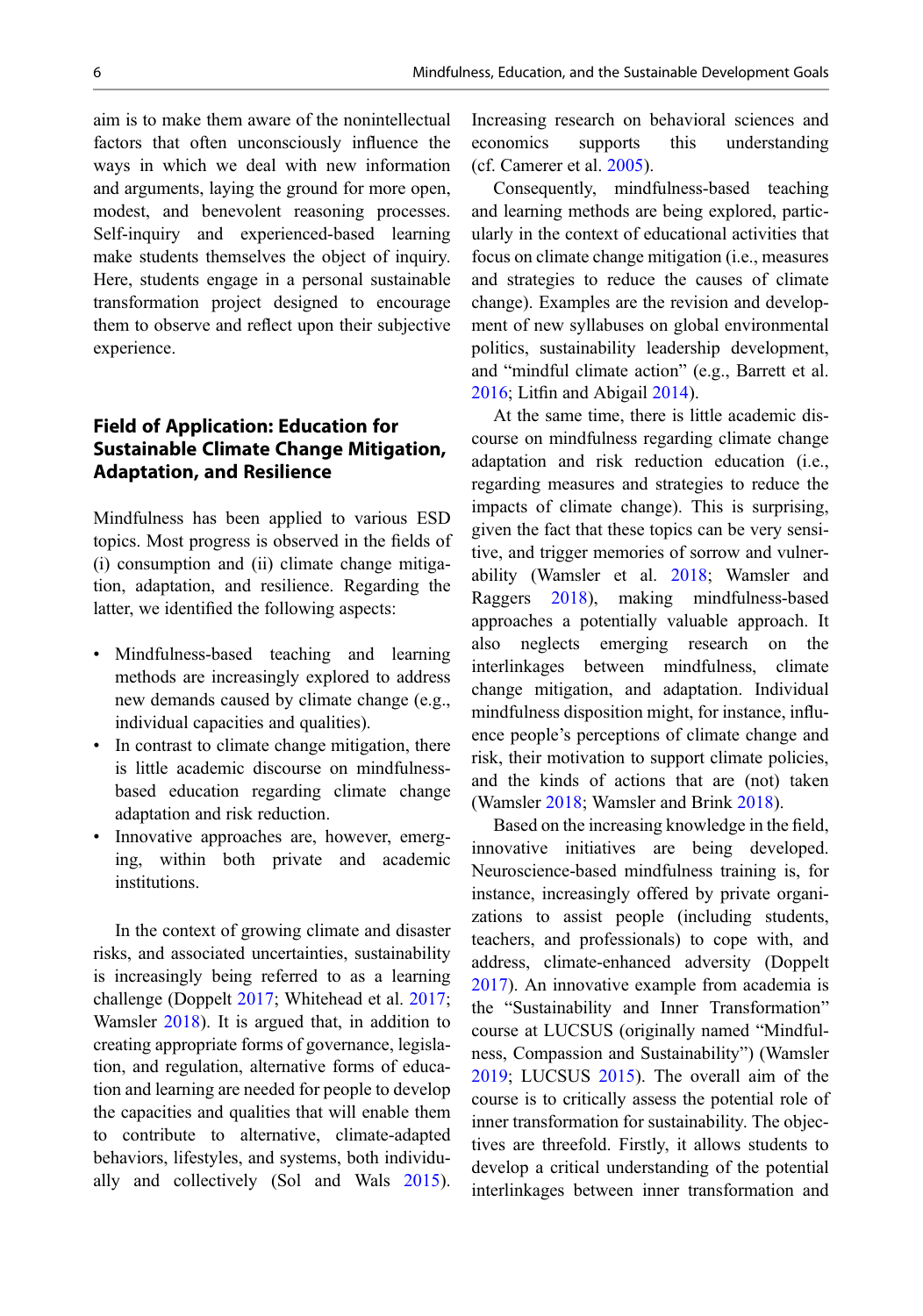aim is to make them aware of the nonintellectual factors that often unconsciously influence the ways in which we deal with new information and arguments, laying the ground for more open, modest, and benevolent reasoning processes. Self-inquiry and experienced-based learning make students themselves the object of inquiry. Here, students engage in a personal sustainable transformation project designed to encourage them to observe and reflect upon their subjective experience.

## Field of Application: Education for Sustainable Climate Change Mitigation, Adaptation, and Resilience

Mindfulness has been applied to various ESD topics. Most progress is observed in the fields of (i) consumption and (ii) climate change mitigation, adaptation, and resilience. Regarding the latter, we identified the following aspects:

- Mindfulness-based teaching and learning methods are increasingly explored to address new demands caused by climate change (e.g., individual capacities and qualities).
- In contrast to climate change mitigation, there is little academic discourse on mindfulness-based education regarding climate change adaptation and risk reduction.
- Innovative approaches are, however, emerging, within both private and academic institutions.

In the context of growing climate and disaster risks, and associated uncertainties, sustainability is increasingly being referred to as a learning challenge (Doppelt 2017; Whitehead et al. 2017; Wamsler 2018). It is argued that, in addition to creating appropriate forms of governance, legislation, and regulation, alternative forms of education and learning are needed for people to develop the capacities and qualities that will enable them to contribute to alternative, climate-adapted behaviors, lifestyles, and systems, both individually and collectively (Sol and Wals 2015). Increasing research on behavioral sciences and economics supports this understanding (cf. Camerer et al. 2005).

Consequently, mindfulness-based teaching and learning methods are being explored, particularly in the context of educational activities that focus on climate change mitigation (i.e., measures and strategies to reduce the causes of climate change). Examples are the revision and development of new syllabuses on global environmental politics, sustainability leadership development, and "mindful climate action" (e.g., Barrett et al. 2016; Litfin and Abigail 2014).

At the same time, there is little academic discourse on mindfulness regarding climate change adaptation and risk reduction education (i.e., regarding measures and strategies to reduce the impacts of climate change). This is surprising, given the fact that these topics can be very sensitive, and trigger memories of sorrow and vulnerability (Wamsler et al. 2018; Wamsler and Raggers 2018), making mindfulness-based approaches a potentially valuable approach. It also neglects emerging research on the interlinkages between mindfulness, climate change mitigation, and adaptation. Individual mindfulness disposition might, for instance, influence people's perceptions of climate change and risk, their motivation to support climate policies, and the kinds of actions that are (not) taken (Wamsler 2018; Wamsler and Brink 2018).

Based on the increasing knowledge in the field, innovative initiatives are being developed. Neuroscience-based mindfulness training is, for instance, increasingly offered by private organizations to assist people (including students, teachers, and professionals) to cope with, and address, climate-enhanced adversity (Doppelt 2017). An innovative example from academia is the "Sustainability and Inner Transformation" course at LUCSUS (originally named "Mindfulness, Compassion and Sustainability") (Wamsler 2019; LUCSUS 2015). The overall aim of the course is to critically assess the potential role of inner transformation for sustainability. The objectives are threefold. Firstly, it allows students to develop a critical understanding of the potential interlinkages between inner transformation and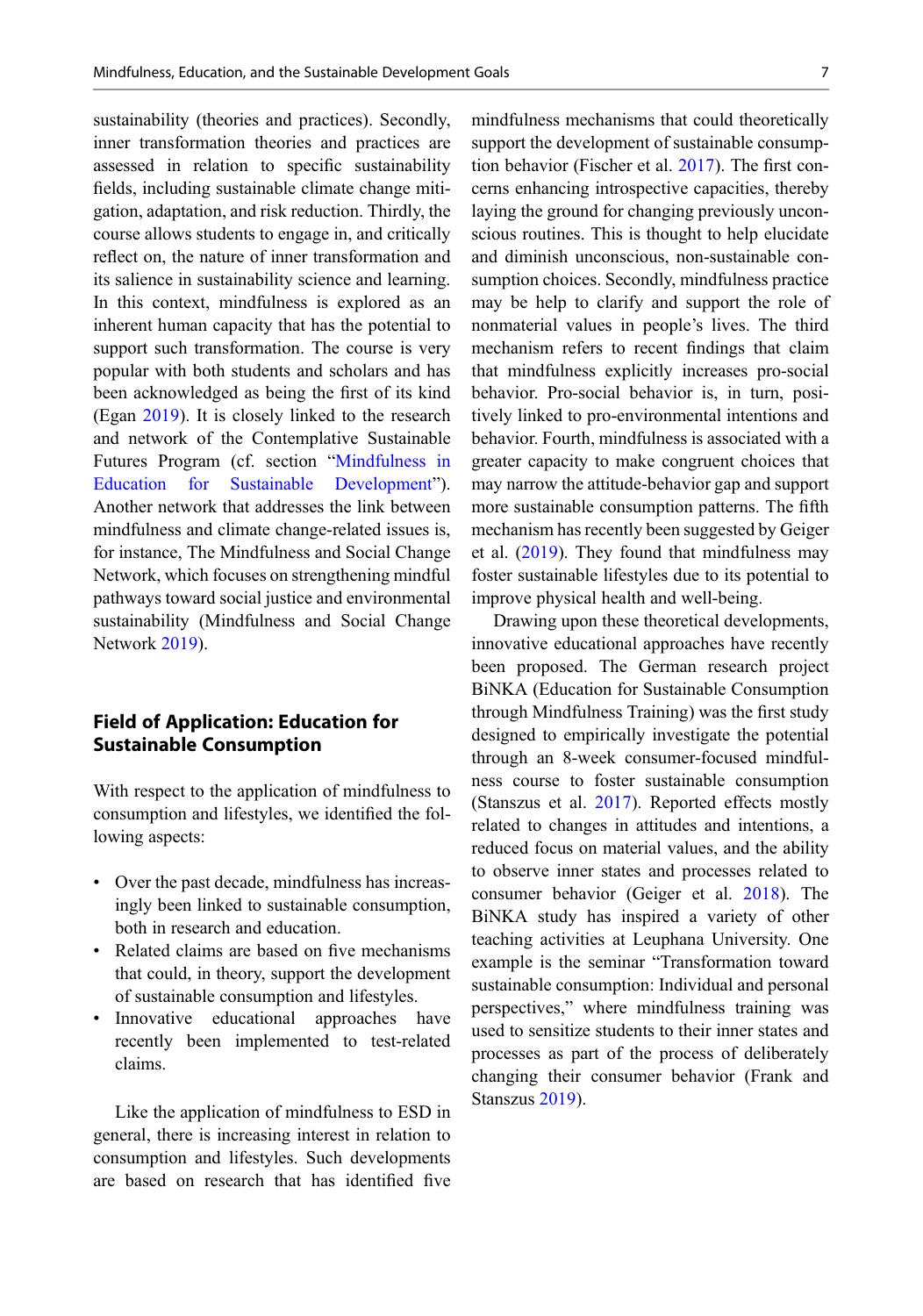sustainability (theories and practices). Secondly, inner transformation theories and practices are assessed in relation to specific sustainability fields, including sustainable climate change mitigation, adaptation, and risk reduction. Thirdly, the course allows students to engage in, and critically reflect on, the nature of inner transformation and its salience in sustainability science and learning. In this context, mindfulness is explored as an inherent human capacity that has the potential to support such transformation. The course is very popular with both students and scholars and has been acknowledged as being the first of its kind (Egan 2019). It is closely linked to the research and network of the Contemplative Sustainable Futures Program (cf. section "Mindfulness in Education for Sustainable Development"). Another network that addresses the link between mindfulness and climate change-related issues is, for instance, The Mindfulness and Social Change Network, which focuses on strengthening mindful pathways toward social justice and environmental sustainability (Mindfulness and Social Change Network 2019).

## Field of Application: Education for Sustainable Consumption

With respect to the application of mindfulness to consumption and lifestyles, we identified the following aspects:

- Over the past decade, mindfulness has increasingly been linked to sustainable consumption, both in research and education.
- Related claims are based on five mechanisms that could, in theory, support the development of sustainable consumption and lifestyles.
- Innovative educational approaches have recently been implemented to test-related claims.

Like the application of mindfulness to ESD in general, there is increasing interest in relation to consumption and lifestyles. Such developments are based on research that has identified five mindfulness mechanisms that could theoretically support the development of sustainable consumption behavior (Fischer et al. 2017). The first concerns enhancing introspective capacities, thereby laying the ground for changing previously unconscious routines. This is thought to help elucidate and diminish unconscious, non-sustainable consumption choices. Secondly, mindfulness practice may be help to clarify and support the role of nonmaterial values in people's lives. The third mechanism refers to recent findings that claim that mindfulness explicitly increases pro-social behavior. Pro-social behavior is, in turn, positively linked to pro-environmental intentions and behavior. Fourth, mindfulness is associated with a greater capacity to make congruent choices that may narrow the attitude-behavior gap and support more sustainable consumption patterns. The fifth mechanism has recently been suggested by Geiger et al. (2019). They found that mindfulness may foster sustainable lifestyles due to its potential to improve physical health and well-being.

Drawing upon these theoretical developments, innovative educational approaches have recently been proposed. The German research project BiNKA (Education for Sustainable Consumption through Mindfulness Training) was the first study designed to empirically investigate the potential through an 8-week consumer-focused mindfulness course to foster sustainable consumption (Stanszus et al. 2017). Reported effects mostly related to changes in attitudes and intentions, a reduced focus on material values, and the ability to observe inner states and processes related to consumer behavior (Geiger et al. 2018). The BiNKA study has inspired a variety of other teaching activities at Leuphana University. One example is the seminar "Transformation toward sustainable consumption: Individual and personal perspectives," where mindfulness training was used to sensitize students to their inner states and processes as part of the process of deliberately changing their consumer behavior (Frank and Stanszus 2019).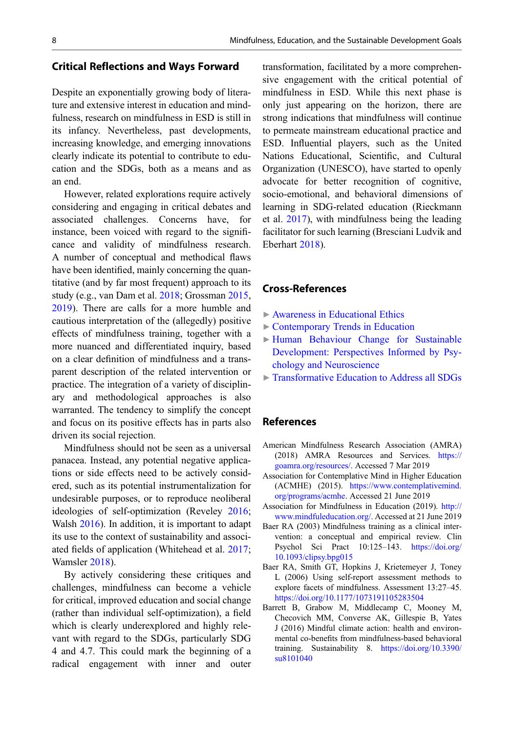## Critical Reflections and Ways Forward

Despite an exponentially growing body of literature and extensive interest in education and mindfulness, research on mindfulness in ESD is still in its infancy. Nevertheless, past developments, increasing knowledge, and emerging innovations clearly indicate its potential to contribute to education and the SDGs, both as a means and as an end.

However, related explorations require actively considering and engaging in critical debates and associated challenges. Concerns have, for instance, been voiced with regard to the significance and validity of mindfulness research. A number of conceptual and methodical flaws have been identified, mainly concerning the quantitative (and by far most frequent) approach to its study (e.g., van Dam et al. 2018; Grossman 2015, 2019). There are calls for a more humble and cautious interpretation of the (allegedly) positive effects of mindfulness training, together with a more nuanced and differentiated inquiry, based on a clear definition of mindfulness and a transparent description of the related intervention or practice. The integration of a variety of disciplinary and methodological approaches is also warranted. The tendency to simplify the concept and focus on its positive effects has in parts also driven its social rejection.

Mindfulness should not be seen as a universal panacea. Instead, any potential negative applications or side effects need to be actively considered, such as its potential instrumentalization for undesirable purposes, or to reproduce neoliberal ideologies of self-optimization (Reveley 2016; Walsh 2016). In addition, it is important to adapt its use to the context of sustainability and associated fields of application (Whitehead et al. 2017; Wamsler 2018).

By actively considering these critiques and challenges, mindfulness can become a vehicle for critical, improved education and social change (rather than individual self-optimization), a field which is clearly underexplored and highly relevant with regard to the SDGs, particularly SDG 4 and 4.7. This could mark the beginning of a radical engagement with inner and outer transformation, facilitated by a more comprehensive engagement with the critical potential of mindfulness in ESD. While this next phase is only just appearing on the horizon, there are strong indications that mindfulness will continue to permeate mainstream educational practice and ESD. Influential players, such as the United Nations Educational, Scientific, and Cultural Organization (UNESCO), have started to openly advocate for better recognition of cognitive, socio-emotional, and behavioral dimensions of learning in SDG-related education (Rieckmann et al. 2017), with mindfulness being the leading facilitator for such learning (Bresciani Ludvik and Eberhart 2018).

## Cross-References

- ► Awareness in Educational Ethics
- ► Contemporary Trends in Education
- ► Human Behaviour Change for Sustainable Development: Perspectives Informed by Psychology and Neuroscience
- ► Transformative Education to Address all SDGs

## References

American Mindfulness Research Association (AMRA) (2018) AMRA Resources and Services. https://goamra.org/resources/. Accessed 7 Mar 2019

Association for Contemplative Mind in Higher Education (ACMHE) (2015). https://www.contemplativemind.org/programs/acmhe. Accessed 21 June 2019

Association for Mindfulness in Education (2019). http://www.mindfuleducation.org/. Accessed at 21 June 2019

Baer RA (2003) Mindfulness training as a clinical intervention: a conceptual and empirical review. Clin Psychol Sci Pract 10:125–143. https://doi.org/10.1093/clipsy.bpg015

Baer RA, Smith GT, Hopkins J, Krietemeyer J, Toney L (2006) Using self-report assessment methods to explore facets of mindfulness. Assessment 13:27–45. https://doi.org/10.1177/1073191105283504

Barrett B, Grabow M, Middlecamp C, Mooney M, Checovich MM, Converse AK, Gillespie B, Yates J (2016) Mindful climate action: health and environmental co-benefits from mindfulness-based behavioral training. Sustainability 8. https://doi.org/10.3390/su8101040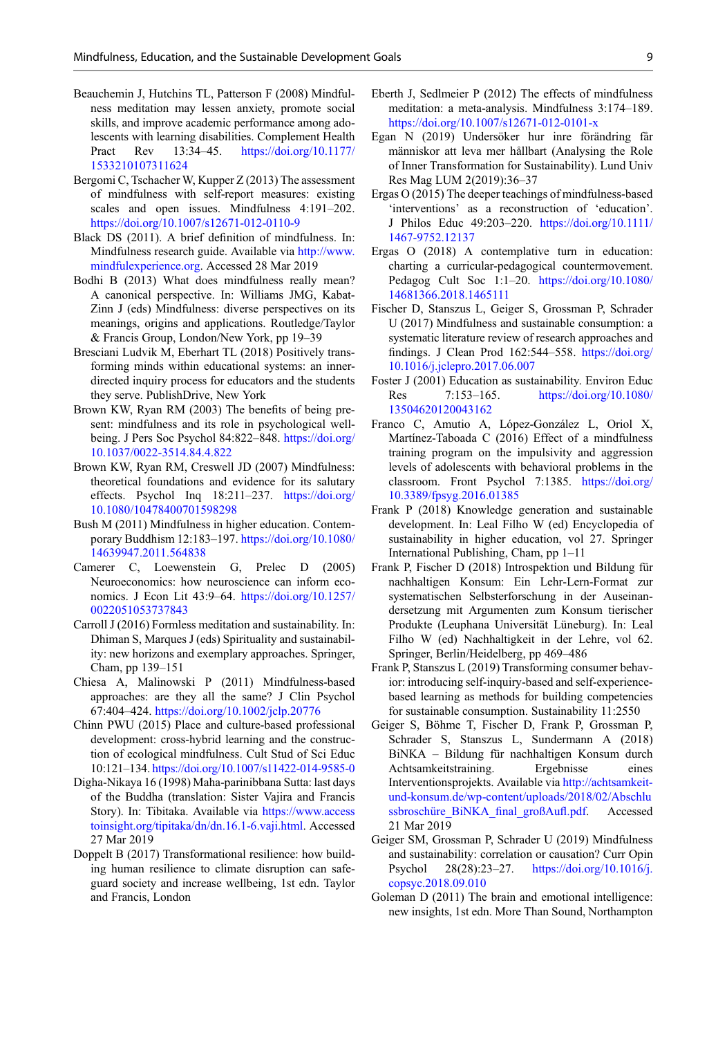Beauchemin J, Hutchins TL, Patterson F (2008) Mindfulness meditation may lessen anxiety, promote social skills, and improve academic performance among adolescents with learning disabilities. Complement Health Pract Rev 13:34–45. https://doi.org/10.1177/1533210107311624

Bergomi C, Tschacher W, Kupper Z (2013) The assessment of mindfulness with self-report measures: existing scales and open issues. Mindfulness 4:191–202. https://doi.org/10.1007/s12671-012-0110-9

Black DS (2011). A brief definition of mindfulness. In: Mindfulness research guide. Available via http://www.mindfulexperience.org. Accessed 28 Mar 2019

Bodhi B (2013) What does mindfulness really mean? A canonical perspective. In: Williams JMG, Kabat-Zinn J (eds) Mindfulness: diverse perspectives on its meanings, origins and applications. Routledge/Taylor & Francis Group, London/New York, pp 19–39

Bresciani Ludvik M, Eberhart TL (2018) Positively transforming minds within educational systems: an inner-directed inquiry process for educators and the students they serve. PublishDrive, New York

Brown KW, Ryan RM (2003) The benefits of being present: mindfulness and its role in psychological well-being. J Pers Soc Psychol 84:822–848. https://doi.org/10.1037/0022-3514.84.4.822

Brown KW, Ryan RM, Creswell JD (2007) Mindfulness: theoretical foundations and evidence for its salutary effects. Psychol Inq 18:211–237. https://doi.org/10.1080/10478400701598298

Bush M (2011) Mindfulness in higher education. Contemporary Buddhism 12:183–197. https://doi.org/10.1080/14639947.2011.564838

Camerer C, Loewenstein G, Prelec D (2005) Neuroeconomics: how neuroscience can inform economics. J Econ Lit 43:9–64. https://doi.org/10.1257/0022051053737843

Carroll J (2016) Formless meditation and sustainability. In: Dhiman S, Marques J (eds) Spirituality and sustainability: new horizons and exemplary approaches. Springer, Cham, pp 139–151

Chiesa A, Malinowski P (2011) Mindfulness-based approaches: are they all the same? J Clin Psychol 67:404–424. https://doi.org/10.1002/jclp.20776

Chinn PWU (2015) Place and culture-based professional development: cross-hybrid learning and the construction of ecological mindfulness. Cult Stud of Sci Educ 10:121–134. https://doi.org/10.1007/s11422-014-9585-0

Digha-Nikaya 16 (1998) Maha-parinibbana Sutta: last days of the Buddha (translation: Sister Vajira and Francis Story). In: Tibitaka. Available via https://www.accesstoinsight.org/tipitaka/dn/dn.16.1-6.vaji.html. Accessed 27 Mar 2019

Doppelt B (2017) Transformational resilience: how building human resilience to climate disruption can safeguard society and increase wellbeing, 1st edn. Taylor and Francis, London

Eberth J, Sedlmeier P (2012) The effects of mindfulness meditation: a meta-analysis. Mindfulness 3:174–189. https://doi.org/10.1007/s12671-012-0101-x

Egan N (2019) Undersöker hur inre förändring får människor att leva mer hållbart (Analysing the Role of Inner Transformation for Sustainability). Lund Univ Res Mag LUM 2(2019):36–37

Ergas O (2015) The deeper teachings of mindfulness-based 'interventions' as a reconstruction of 'education'. J Philos Educ 49:203–220. https://doi.org/10.1111/1467-9752.12137

Ergas O (2018) A contemplative turn in education: charting a curricular-pedagogical countermovement. Pedagog Cult Soc 1:1–20. https://doi.org/10.1080/14681366.2018.1465111

Fischer D, Stanszus L, Geiger S, Grossman P, Schrader U (2017) Mindfulness and sustainable consumption: a systematic literature review of research approaches and findings. J Clean Prod 162:544–558. https://doi.org/10.1016/j.jclepro.2017.06.007

Foster J (2001) Education as sustainability. Environ Educ Res 7:153–165. https://doi.org/10.1080/13504620120043162

Franco C, Amutio A, López-González L, Oriol X, Martínez-Taboada C (2016) Effect of a mindfulness training program on the impulsivity and aggression levels of adolescents with behavioral problems in the classroom. Front Psychol 7:1385. https://doi.org/10.3389/fpsyg.2016.01385

Frank P (2018) Knowledge generation and sustainable development. In: Leal Filho W (ed) Encyclopedia of sustainability in higher education, vol 27. Springer International Publishing, Cham, pp 1–11

Frank P, Fischer D (2018) Introspektion und Bildung für nachhaltigen Konsum: Ein Lehr-Lern-Format zur systematischen Selbsterforschung in der Auseinandersetzung mit Argumenten zum Konsum tierischer Produkte (Leuphana Universität Lüneburg). In: Leal Filho W (ed) Nachhaltigkeit in der Lehre, vol 62. Springer, Berlin/Heidelberg, pp 469–486

Frank P, Stanszus L (2019) Transforming consumer behavior: introducing self-inquiry-based and self-experience-based learning as methods for building competencies for sustainable consumption. Sustainability 11:2550

Geiger S, Böhme T, Fischer D, Frank P, Grossman P, Schrader S, Stanszus L, Sundermann A (2018) BiNKA – Bildung für nachhaltigen Konsum durch Achtsamkeitstraining. Ergebnisse eines Interventionsprojekts. Available via http://achtsamkeit-und-konsum.de/wp-content/uploads/2018/02/Abschlussbroschüre_BiNKA_final_großAufl.pdf. Accessed 21 Mar 2019

Geiger SM, Grossman P, Schrader U (2019) Mindfulness and sustainability: correlation or causation? Curr Opin Psychol 28(28):23–27. https://doi.org/10.1016/j.copsyc.2018.09.010

Goleman D (2011) The brain and emotional intelligence: new insights, 1st edn. More Than Sound, Northampton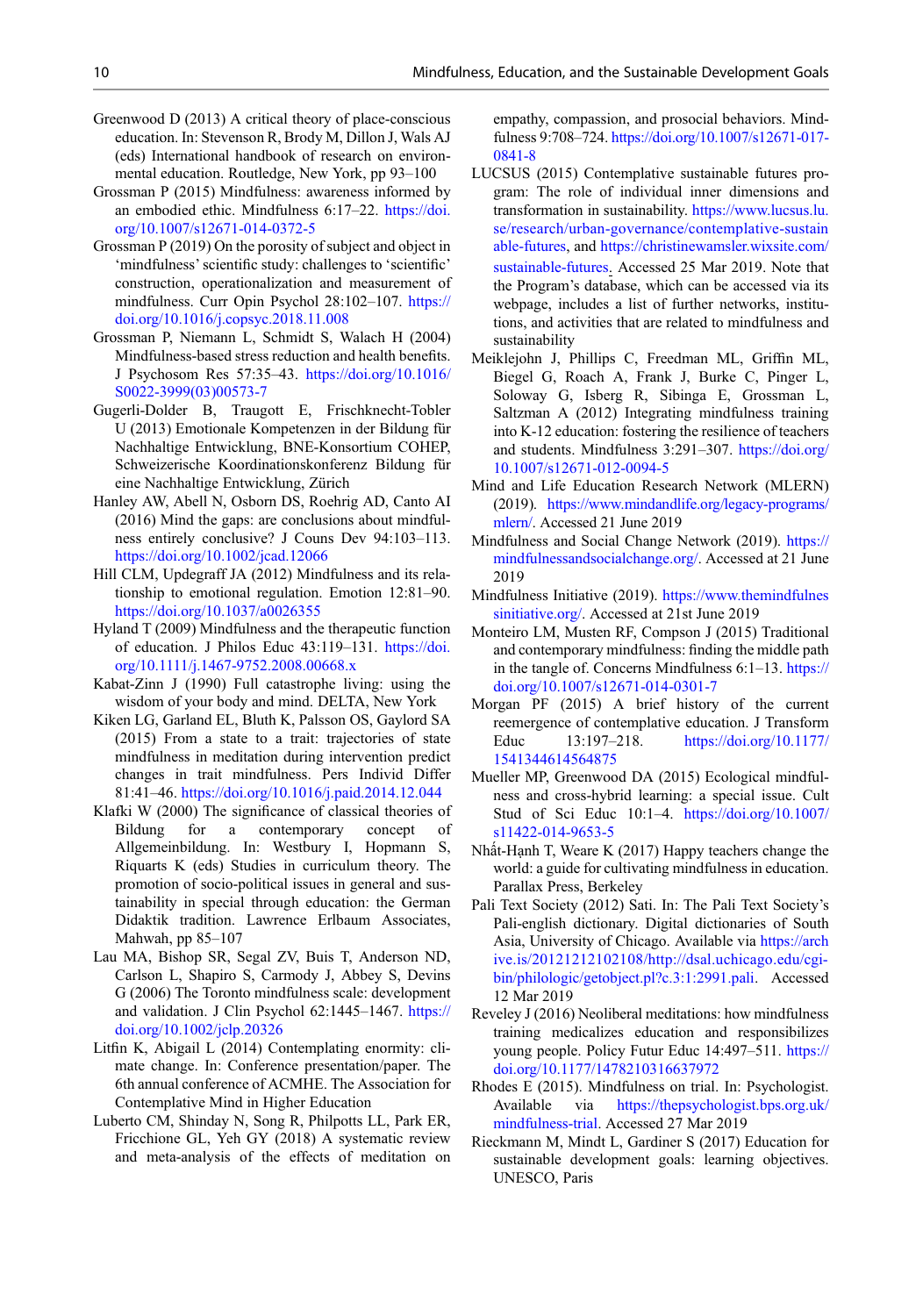Greenwood D (2013) A critical theory of place-conscious education. In: Stevenson R, Brody M, Dillon J, Wals AJ (eds) International handbook of research on environmental education. Routledge, New York, pp 93–100

Grossman P (2015) Mindfulness: awareness informed by an embodied ethic. Mindfulness 6:17–22. https://doi.org/10.1007/s12671-014-0372-5

Grossman P (2019) On the porosity of subject and object in 'mindfulness' scientific study: challenges to 'scientific' construction, operationalization and measurement of mindfulness. Curr Opin Psychol 28:102–107. https://doi.org/10.1016/j.copsyc.2018.11.008

Grossman P, Niemann L, Schmidt S, Walach H (2004) Mindfulness-based stress reduction and health benefits. J Psychosom Res 57:35–43. https://doi.org/10.1016/S0022-3999(03)00573-7

Gugerli-Dolder B, Traugott E, Frischknecht-Tobler U (2013) Emotionale Kompetenzen in der Bildung für Nachhaltige Entwicklung, BNE-Konsortium COHEP, Schweizerische Koordinationskonferenz Bildung für eine Nachhaltige Entwicklung, Zürich

Hanley AW, Abell N, Osborn DS, Roehrig AD, Canto AI (2016) Mind the gaps: are conclusions about mindfulness entirely conclusive? J Couns Dev 94:103–113. https://doi.org/10.1002/jcad.12066

Hill CLM, Updegraff JA (2012) Mindfulness and its relationship to emotional regulation. Emotion 12:81–90. https://doi.org/10.1037/a0026355

Hyland T (2009) Mindfulness and the therapeutic function of education. J Philos Educ 43:119–131. https://doi.org/10.1111/j.1467-9752.2008.00668.x

Kabat-Zinn J (1990) Full catastrophe living: using the wisdom of your body and mind. DELTA, New York

Kiken LG, Garland EL, Bluth K, Palsson OS, Gaylord SA (2015) From a state to a trait: trajectories of state mindfulness in meditation during intervention predict changes in trait mindfulness. Pers Individ Differ 81:41–46. https://doi.org/10.1016/j.paid.2014.12.044

Klafki W (2000) The significance of classical theories of Bildung for a contemporary concept of Allgemeinbildung. In: Westbury I, Hopmann S, Riquarts K (eds) Studies in curriculum theory. The promotion of socio-political issues in general and sustainability in special through education: the German Didaktik tradition. Lawrence Erlbaum Associates, Mahwah, pp 85–107

Lau MA, Bishop SR, Segal ZV, Buis T, Anderson ND, Carlson L, Shapiro S, Carmody J, Abbey S, Devins G (2006) The Toronto mindfulness scale: development and validation. J Clin Psychol 62:1445–1467. https://doi.org/10.1002/jclp.20326

Litfin K, Abigail L (2014) Contemplating enormity: climate change. In: Conference presentation/paper. The 6th annual conference of ACMHE. The Association for Contemplative Mind in Higher Education

Luberto CM, Shinday N, Song R, Philpotts LL, Park ER, Fricchione GL, Yeh GY (2018) A systematic review and meta-analysis of the effects of meditation on empathy, compassion, and prosocial behaviors. Mindfulness 9:708–724. https://doi.org/10.1007/s12671-017-0841-8

LUCSUS (2015) Contemplative sustainable futures program: The role of individual inner dimensions and transformation in sustainability. https://www.lucsus.lu.se/research/urban-governance/contemplative-sustainable-futures, and https://christinewamsler.wixsite.com/sustainable-futures. Accessed 25 Mar 2019. Note that the Program's database, which can be accessed via its webpage, includes a list of further networks, institutions, and activities that are related to mindfulness and sustainability

Meiklejohn J, Phillips C, Freedman ML, Griffin ML, Biegel G, Roach A, Frank J, Burke C, Pinger L, Soloway G, Isberg R, Sibinga E, Grossman L, Saltzman A (2012) Integrating mindfulness training into K-12 education: fostering the resilience of teachers and students. Mindfulness 3:291–307. https://doi.org/10.1007/s12671-012-0094-5

Mind and Life Education Research Network (MLERN) (2019). https://www.mindandlife.org/legacy-programs/mlern/. Accessed 21 June 2019

Mindfulness and Social Change Network (2019). https://mindfulnessandsocialchange.org/. Accessed at 21 June 2019

Mindfulness Initiative (2019). https://www.themindfulnessinitiative.org/. Accessed at 21st June 2019

Monteiro LM, Musten RF, Compson J (2015) Traditional and contemporary mindfulness: finding the middle path in the tangle of. Concerns Mindfulness 6:1–13. https://doi.org/10.1007/s12671-014-0301-7

Morgan PF (2015) A brief history of the current reemergence of contemplative education. J Transform Educ 13:197–218. https://doi.org/10.1177/1541344614564875

Mueller MP, Greenwood DA (2015) Ecological mindfulness and cross-hybrid learning: a special issue. Cult Stud of Sci Educ 10:1–4. https://doi.org/10.1007/s11422-014-9653-5

Nhất-Hạnh T, Weare K (2017) Happy teachers change the world: a guide for cultivating mindfulness in education. Parallax Press, Berkeley

Pali Text Society (2012) Sati. In: The Pali Text Society's Pali-english dictionary. Digital dictionaries of South Asia, University of Chicago. Available via https://archive.is/20121212102108/http://dsal.uchicago.edu/cgi-bin/philologic/getobject.pl?c.3:1:2991.pali. Accessed 12 Mar 2019

Reveley J (2016) Neoliberal meditations: how mindfulness training medicalizes education and responsibilizes young people. Policy Futur Educ 14:497–511. https://doi.org/10.1177/1478210316637972

Rhodes E (2015). Mindfulness on trial. In: Psychologist. Available via https://thepsychologist.bps.org.uk/mindfulness-trial. Accessed 27 Mar 2019

Rieckmann M, Mindt L, Gardiner S (2017) Education for sustainable development goals: learning objectives. UNESCO, Paris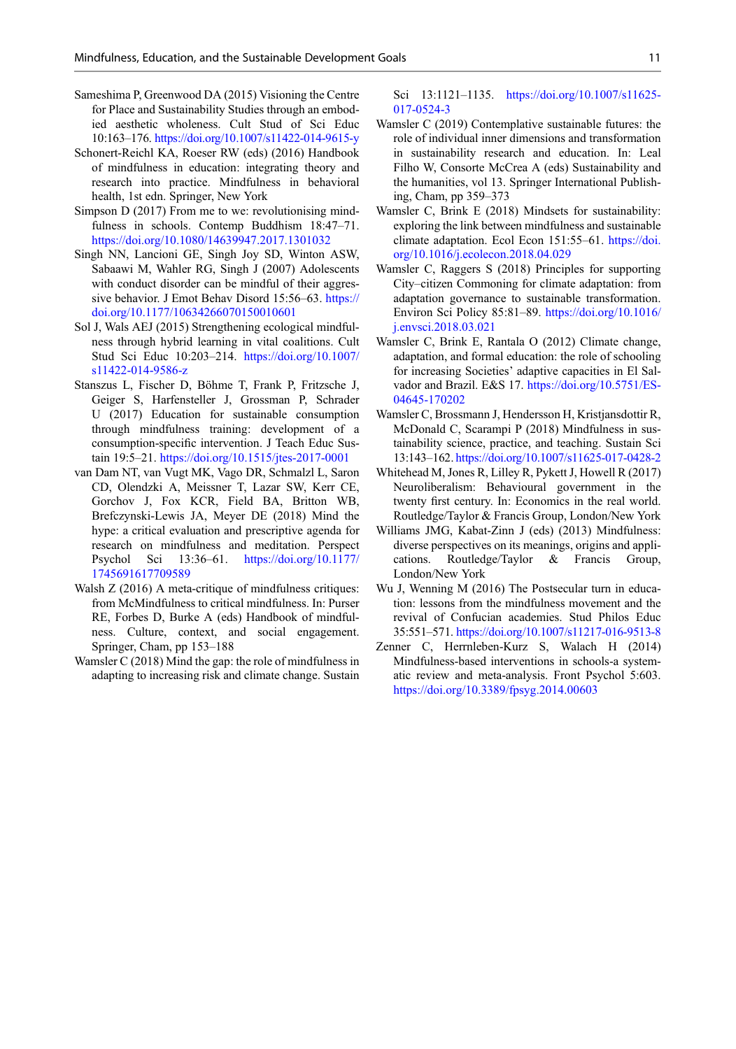Sameshima P, Greenwood DA (2015) Visioning the Centre for Place and Sustainability Studies through an embodied aesthetic wholeness. Cult Stud of Sci Educ 10:163–176. https://doi.org/10.1007/s11422-014-9615-y

Schonert-Reichl KA, Roeser RW (eds) (2016) Handbook of mindfulness in education: integrating theory and research into practice. Mindfulness in behavioral health, 1st edn. Springer, New York

Simpson D (2017) From me to we: revolutionising mindfulness in schools. Contemp Buddhism 18:47–71. https://doi.org/10.1080/14639947.2017.1301032

Singh NN, Lancioni GE, Singh Joy SD, Winton ASW, Sabaawi M, Wahler RG, Singh J (2007) Adolescents with conduct disorder can be mindful of their aggressive behavior. J Emot Behav Disord 15:56–63. https://doi.org/10.1177/10634266070150010601

Sol J, Wals AEJ (2015) Strengthening ecological mindfulness through hybrid learning in vital coalitions. Cult Stud Sci Educ 10:203–214. https://doi.org/10.1007/s11422-014-9586-z

Stanszus L, Fischer D, Böhme T, Frank P, Fritzsche J, Geiger S, Harfensteller J, Grossman P, Schrader U (2017) Education for sustainable consumption through mindfulness training: development of a consumption-specific intervention. J Teach Educ Sustain 19:5–21. https://doi.org/10.1515/jtes-2017-0001

van Dam NT, van Vugt MK, Vago DR, Schmalzl L, Saron CD, Olendzki A, Meissner T, Lazar SW, Kerr CE, Gorchov J, Fox KCR, Field BA, Britton WB, Brefczynski-Lewis JA, Meyer DE (2018) Mind the hype: a critical evaluation and prescriptive agenda for research on mindfulness and meditation. Perspect Psychol Sci 13:36–61. https://doi.org/10.1177/1745691617709589

Walsh Z (2016) A meta-critique of mindfulness critiques: from McMindfulness to critical mindfulness. In: Purser RE, Forbes D, Burke A (eds) Handbook of mindfulness. Culture, context, and social engagement. Springer, Cham, pp 153–188

Wamsler C (2018) Mind the gap: the role of mindfulness in adapting to increasing risk and climate change. Sustain Sci 13:1121–1135. https://doi.org/10.1007/s11625-017-0524-3

Wamsler C (2019) Contemplative sustainable futures: the role of individual inner dimensions and transformation in sustainability research and education. In: Leal Filho W, Consorte McCrea A (eds) Sustainability and the humanities, vol 13. Springer International Publishing, Cham, pp 359–373

Wamsler C, Brink E (2018) Mindsets for sustainability: exploring the link between mindfulness and sustainable climate adaptation. Ecol Econ 151:55–61. https://doi.org/10.1016/j.ecolecon.2018.04.029

Wamsler C, Raggers S (2018) Principles for supporting City–citizen Commoning for climate adaptation: from adaptation governance to sustainable transformation. Environ Sci Policy 85:81–89. https://doi.org/10.1016/j.envsci.2018.03.021

Wamsler C, Brink E, Rantala O (2012) Climate change, adaptation, and formal education: the role of schooling for increasing Societies' adaptive capacities in El Salvador and Brazil. E&S 17. https://doi.org/10.5751/ES-04645-170202

Wamsler C, Brossmann J, Hendersson H, Kristjansdottir R, McDonald C, Scarampi P (2018) Mindfulness in sustainability science, practice, and teaching. Sustain Sci 13:143–162. https://doi.org/10.1007/s11625-017-0428-2

Whitehead M, Jones R, Lilley R, Pykett J, Howell R (2017) Neuroliberalism: Behavioural government in the twenty first century. In: Economics in the real world. Routledge/Taylor & Francis Group, London/New York

Williams JMG, Kabat-Zinn J (eds) (2013) Mindfulness: diverse perspectives on its meanings, origins and applications. Routledge/Taylor & Francis Group, London/New York

Wu J, Wenning M (2016) The Postsecular turn in education: lessons from the mindfulness movement and the revival of Confucian academies. Stud Philos Educ 35:551–571. https://doi.org/10.1007/s11217-016-9513-8

Zenner C, Herrnleben-Kurz S, Walach H (2014) Mindfulness-based interventions in schools-a systematic review and meta-analysis. Front Psychol 5:603. https://doi.org/10.3389/fpsyg.2014.00603